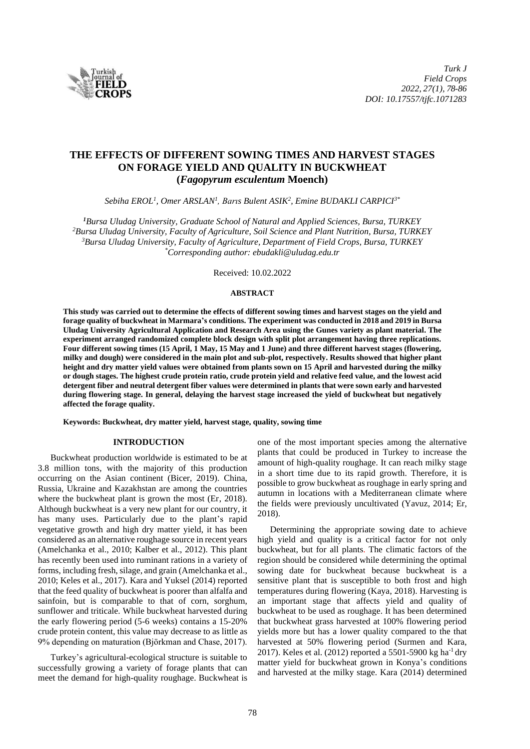# THE EFFECTS OF DIFFERENT SOWING TIMES AND HARVEST STAGES ON FORAGE YIELD AND QUALITY IN BUCKWHEAT (*Fagopyrum esculentum* Moench)

*Sebiha EROL[1], Omer ARSLAN[1], Barıs Bulent ASIK[2], Emine BUDAKLI CARPICI[3*]*

*[1]Bursa Uludag University, Graduate School of Natural and Applied Sciences, Bursa, TURKEY*
*[2]Bursa Uludag University, Faculty of Agriculture, Soil Science and Plant Nutrition, Bursa, TURKEY*
*[3]Bursa Uludag University, Faculty of Agriculture, Department of Field Crops, Bursa, TURKEY*
*[*]Corresponding author: ebudakli@uludag.edu.tr*

Received: 10.02.2022

## ABSTRACT

**This study was carried out to determine the effects of different sowing times and harvest stages on the yield and forage quality of buckwheat in Marmara's conditions. The experiment was conducted in 2018 and 2019 in Bursa Uludag University Agricultural Application and Research Area using the Gunes variety as plant material. The experiment arranged randomized complete block design with split plot arrangement having three replications. Four different sowing times (15 April, 1 May, 15 May and 1 June) and three different harvest stages (flowering, milky and dough) were considered in the main plot and sub-plot, respectively. Results showed that higher plant height and dry matter yield values were obtained from plants sown on 15 April and harvested during the milky or dough stages. The highest crude protein ratio, crude protein yield and relative feed value, and the lowest acid detergent fiber and neutral detergent fiber values were determined in plants that were sown early and harvested during flowering stage. In general, delaying the harvest stage increased the yield of buckwheat but negatively affected the forage quality.**

**Keywords: Buckwheat, dry matter yield, harvest stage, quality, sowing time**

## INTRODUCTION

Buckwheat production worldwide is estimated to be at 3.8 million tons, with the majority of this production occurring on the Asian continent (Bicer, 2019). China, Russia, Ukraine and Kazakhstan are among the countries where the buckwheat plant is grown the most (Er, 2018). Although buckwheat is a very new plant for our country, it has many uses. Particularly due to the plant's rapid vegetative growth and high dry matter yield, it has been considered as an alternative roughage source in recent years (Amelchanka et al., 2010; Kalber et al., 2012). This plant has recently been used into ruminant rations in a variety of forms, including fresh, silage, and grain (Amelchanka et al., 2010; Keles et al., 2017). Kara and Yuksel (2014) reported that the feed quality of buckwheat is poorer than alfalfa and sainfoin, but is comparable to that of corn, sorghum, sunflower and triticale. While buckwheat harvested during the early flowering period (5-6 weeks) contains a 15-20% crude protein content, this value may decrease to as little as 9% depending on maturation (Björkman and Chase, 2017).

Turkey's agricultural-ecological structure is suitable to successfully growing a variety of forage plants that can meet the demand for high-quality roughage. Buckwheat is one of the most important species among the alternative plants that could be produced in Turkey to increase the amount of high-quality roughage. It can reach milky stage in a short time due to its rapid growth. Therefore, it is possible to grow buckwheat as roughage in early spring and autumn in locations with a Mediterranean climate where the fields were previously uncultivated (Yavuz, 2014; Er, 2018).

Determining the appropriate sowing date to achieve high yield and quality is a critical factor for not only buckwheat, but for all plants. The climatic factors of the region should be considered while determining the optimal sowing date for buckwheat because buckwheat is a sensitive plant that is susceptible to both frost and high temperatures during flowering (Kaya, 2018). Harvesting is an important stage that affects yield and quality of buckwheat to be used as roughage. It has been determined that buckwheat grass harvested at 100% flowering period yields more but has a lower quality compared to the that harvested at 50% flowering period (Surmen and Kara, 2017). Keles et al. (2012) reported a 5501-5900 kg ha$^{-1}$ dry matter yield for buckwheat grown in Konya's conditions and harvested at the milky stage. Kara (2014) determined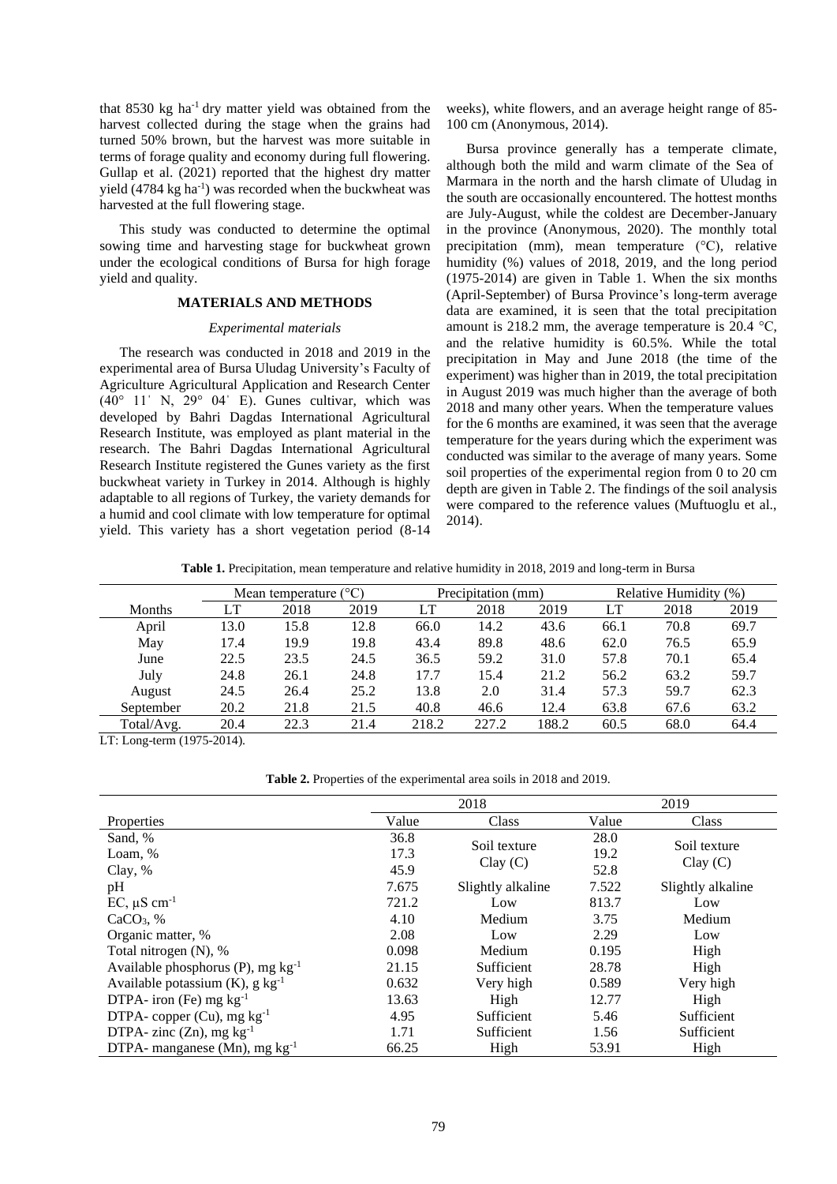that 8530 kg ha$^{-1}$ dry matter yield was obtained from the harvest collected during the stage when the grains had turned 50% brown, but the harvest was more suitable in terms of forage quality and economy during full flowering. Gullap et al. (2021) reported that the highest dry matter yield (4784 kg ha$^{-1}$) was recorded when the buckwheat was harvested at the full flowering stage.

This study was conducted to determine the optimal sowing time and harvesting stage for buckwheat grown under the ecological conditions of Bursa for high forage yield and quality.

## MATERIALS AND METHODS

### *Experimental materials*

The research was conducted in 2018 and 2019 in the experimental area of Bursa Uludag University's Faculty of Agriculture Agricultural Application and Research Center (40° 11' N, 29° 04' E). Gunes cultivar, which was developed by Bahri Dagdas International Agricultural Research Institute, was employed as plant material in the research. The Bahri Dagdas International Agricultural Research Institute registered the Gunes variety as the first buckwheat variety in Turkey in 2014. Although is highly adaptable to all regions of Turkey, the variety demands for a humid and cool climate with low temperature for optimal yield. This variety has a short vegetation period (8-14 weeks), white flowers, and an average height range of 85-100 cm (Anonymous, 2014).

Bursa province generally has a temperate climate, although both the mild and warm climate of the Sea of Marmara in the north and the harsh climate of Uludag in the south are occasionally encountered. The hottest months are July-August, while the coldest are December-January in the province (Anonymous, 2020). The monthly total precipitation (mm), mean temperature (°C), relative humidity (%) values of 2018, 2019, and the long period (1975-2014) are given in Table 1. When the six months (April-September) of Bursa Province's long-term average data are examined, it is seen that the total precipitation amount is 218.2 mm, the average temperature is 20.4 °C, and the relative humidity is 60.5%. While the total precipitation in May and June 2018 (the time of the experiment) was higher than in 2019, the total precipitation in August 2019 was much higher than the average of both 2018 and many other years. When the temperature values for the 6 months are examined, it was seen that the average temperature for the years during which the experiment was conducted was similar to the average of many years. Some soil properties of the experimental region from 0 to 20 cm depth are given in Table 2. The findings of the soil analysis were compared to the reference values (Muftuoglu et al., 2014).

**Table 1.** Precipitation, mean temperature and relative humidity in 2018, 2019 and long-term in Bursa

| | Mean temperature (°C) | | | Precipitation (mm) | | | Relative Humidity (%) | | |
|---|---|---|---|---|---|---|---|---|---|
| Months | LT | 2018 | 2019 | LT | 2018 | 2019 | LT | 2018 | 2019 |
| April | 13.0 | 15.8 | 12.8 | 66.0 | 14.2 | 43.6 | 66.1 | 70.8 | 69.7 |
| May | 17.4 | 19.9 | 19.8 | 43.4 | 89.8 | 48.6 | 62.0 | 76.5 | 65.9 |
| June | 22.5 | 23.5 | 24.5 | 36.5 | 59.2 | 31.0 | 57.8 | 70.1 | 65.4 |
| July | 24.8 | 26.1 | 24.8 | 17.7 | 15.4 | 21.2 | 56.2 | 63.2 | 59.7 |
| August | 24.5 | 26.4 | 25.2 | 13.8 | 2.0 | 31.4 | 57.3 | 59.7 | 62.3 |
| September | 20.2 | 21.8 | 21.5 | 40.8 | 46.6 | 12.4 | 63.8 | 67.6 | 63.2 |
| Total/Avg. | 20.4 | 22.3 | 21.4 | 218.2 | 227.2 | 188.2 | 60.5 | 68.0 | 64.4 |

LT: Long-term (1975-2014).

**Table 2.** Properties of the experimental area soils in 2018 and 2019.

| | 2018 | | 2019 | |
|---|---|---|---|---|
| Properties | Value | Class | Value | Class |
| Sand, % | 36.8 | Soil texture Clay (C) | 28.0 | Soil texture Clay (C) |
| Loam, % | 17.3 | | 19.2 | |
| Clay, % | 45.9 | | 52.8 | |
| pH | 7.675 | Slightly alkaline | 7.522 | Slightly alkaline |
| EC, μS cm$^{-1}$ | 721.2 | Low | 813.7 | Low |
| $CaCO_3$, % | 4.10 | Medium | 3.75 | Medium |
| Organic matter, % | 2.08 | Low | 2.29 | Low |
| Total nitrogen (N), % | 0.098 | Medium | 0.195 | High |
| Available phosphorus (P), mg kg$^{-1}$ | 21.15 | Sufficient | 28.78 | High |
| Available potassium (K), g kg$^{-1}$ | 0.632 | Very high | 0.589 | Very high |
| DTPA- iron (Fe) mg kg$^{-1}$ | 13.63 | High | 12.77 | High |
| DTPA- copper (Cu), mg kg$^{-1}$ | 4.95 | Sufficient | 5.46 | Sufficient |
| DTPA- zinc (Zn), mg kg$^{-1}$ | 1.71 | Sufficient | 1.56 | Sufficient |
| DTPA- manganese (Mn), mg kg$^{-1}$ | 66.25 | High | 53.91 | High |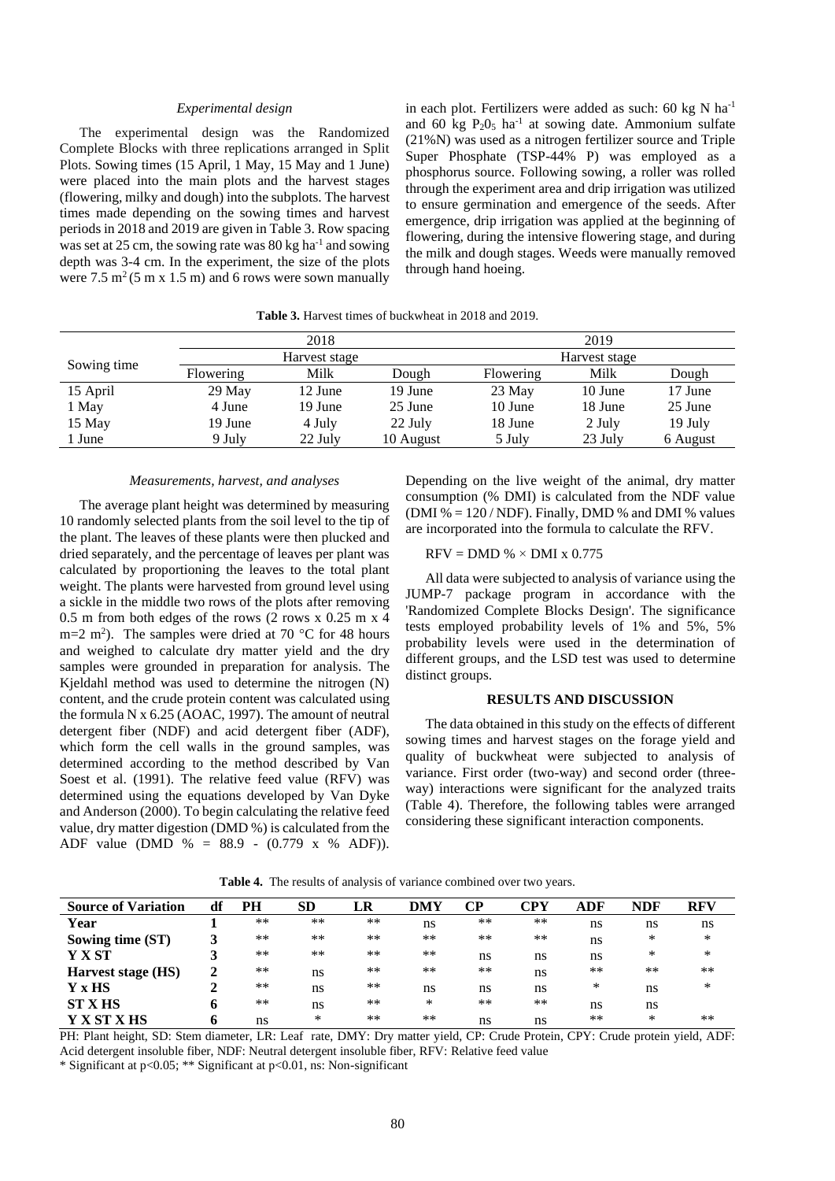*Experimental design*

The experimental design was the Randomized Complete Blocks with three replications arranged in Split Plots. Sowing times (15 April, 1 May, 15 May and 1 June) were placed into the main plots and the harvest stages (flowering, milky and dough) into the subplots. The harvest times made depending on the sowing times and harvest periods in 2018 and 2019 are given in Table 3. Row spacing was set at 25 cm, the sowing rate was 80 kg $ha^{-1}$ and sowing depth was 3-4 cm. In the experiment, the size of the plots were 7.5 $m^2$ (5 m x 1.5 m) and 6 rows were sown manually in each plot. Fertilizers were added as such: 60 kg N $ha^{-1}$ and 60 kg $P_2O_5$ $ha^{-1}$ at sowing date. Ammonium sulfate (21%N) was used as a nitrogen fertilizer source and Triple Super Phosphate (TSP-44% P) was employed as a phosphorus source. Following sowing, a roller was rolled through the experiment area and drip irrigation was utilized to ensure germination and emergence of the seeds. After emergence, drip irrigation was applied at the beginning of flowering, during the intensive flowering stage, and during the milk and dough stages. Weeds were manually removed through hand hoeing.

**Table 3.** Harvest times of buckwheat in 2018 and 2019.

| Sowing time | 2018 | | | 2019 | | |
|---|---|---|---|---|---|---|
| | Harvest stage | | | Harvest stage | | |
| | Flowering | Milk | Dough | Flowering | Milk | Dough |
| 15 April | 29 May | 12 June | 19 June | 23 May | 10 June | 17 June |
| 1 May | 4 June | 19 June | 25 June | 10 June | 18 June | 25 June |
| 15 May | 19 June | 4 July | 22 July | 18 June | 2 July | 19 July |
| 1 June | 9 July | 22 July | 10 August | 5 July | 23 July | 6 August |

*Measurements, harvest, and analyses*

The average plant height was determined by measuring 10 randomly selected plants from the soil level to the tip of the plant. The leaves of these plants were then plucked and dried separately, and the percentage of leaves per plant was calculated by proportioning the leaves to the total plant weight. The plants were harvested from ground level using a sickle in the middle two rows of the plots after removing 0.5 m from both edges of the rows (2 rows x 0.25 m x 4 m=2 $m^2$). The samples were dried at 70 °C for 48 hours and weighed to calculate dry matter yield and the dry samples were grounded in preparation for analysis. The Kjeldahl method was used to determine the nitrogen (N) content, and the crude protein content was calculated using the formula N x 6.25 (AOAC, 1997). The amount of neutral detergent fiber (NDF) and acid detergent fiber (ADF), which form the cell walls in the ground samples, was determined according to the method described by Van Soest et al. (1991). The relative feed value (RFV) was determined using the equations developed by Van Dyke and Anderson (2000). To begin calculating the relative feed value, dry matter digestion (DMD %) is calculated from the ADF value (DMD % = 88.9 - (0.779 x % ADF)). Depending on the live weight of the animal, dry matter consumption (% DMI) is calculated from the NDF value (DMI % = 120 / NDF). Finally, DMD % and DMI % values are incorporated into the formula to calculate the RFV.

RFV = DMD % × DMI x 0.775

All data were subjected to analysis of variance using the JUMP-7 package program in accordance with the 'Randomized Complete Blocks Design'. The significance tests employed probability levels of 1% and 5%, 5% probability levels were used in the determination of different groups, and the LSD test was used to determine distinct groups.

## RESULTS AND DISCUSSION

The data obtained in this study on the effects of different sowing times and harvest stages on the forage yield and quality of buckwheat were subjected to analysis of variance. First order (two-way) and second order (three-way) interactions were significant for the analyzed traits (Table 4). Therefore, the following tables were arranged considering these significant interaction components.

**Table 4.** The results of analysis of variance combined over two years.

| Source of Variation | df | PH | SD | LR | DMY | CP | CPY | ADF | NDF | RFV |
|---|---|---|---|---|---|---|---|---|---|---|
| **Year** | **1** | ** | ** | ** | ns | ** | ** | ns | ns | ns |
| **Sowing time (ST)** | **3** | ** | ** | ** | ** | ** | ** | ns | * | * |
| **Y X ST** | **3** | ** | ** | ** | ** | ns | ns | ns | * | * |
| **Harvest stage (HS)** | **2** | ** | ns | ** | ** | ** | ns | ** | ** | ** |
| **Y x HS** | **2** | ** | ns | ** | ns | ns | ns | * | ns | * |
| **ST X HS** | **6** | ** | ns | ** | * | ** | ** | ns | ns | |
| **Y X ST X HS** | **6** | ns | * | ** | ** | ns | ns | ** | * | ** |

PH: Plant height, SD: Stem diameter, LR: Leaf rate, DMY: Dry matter yield, CP: Crude Protein, CPY: Crude protein yield, ADF: Acid detergent insoluble fiber, NDF: Neutral detergent insoluble fiber, RFV: Relative feed value

\* Significant at p<0.05; ** Significant at p<0.01, ns: Non-significant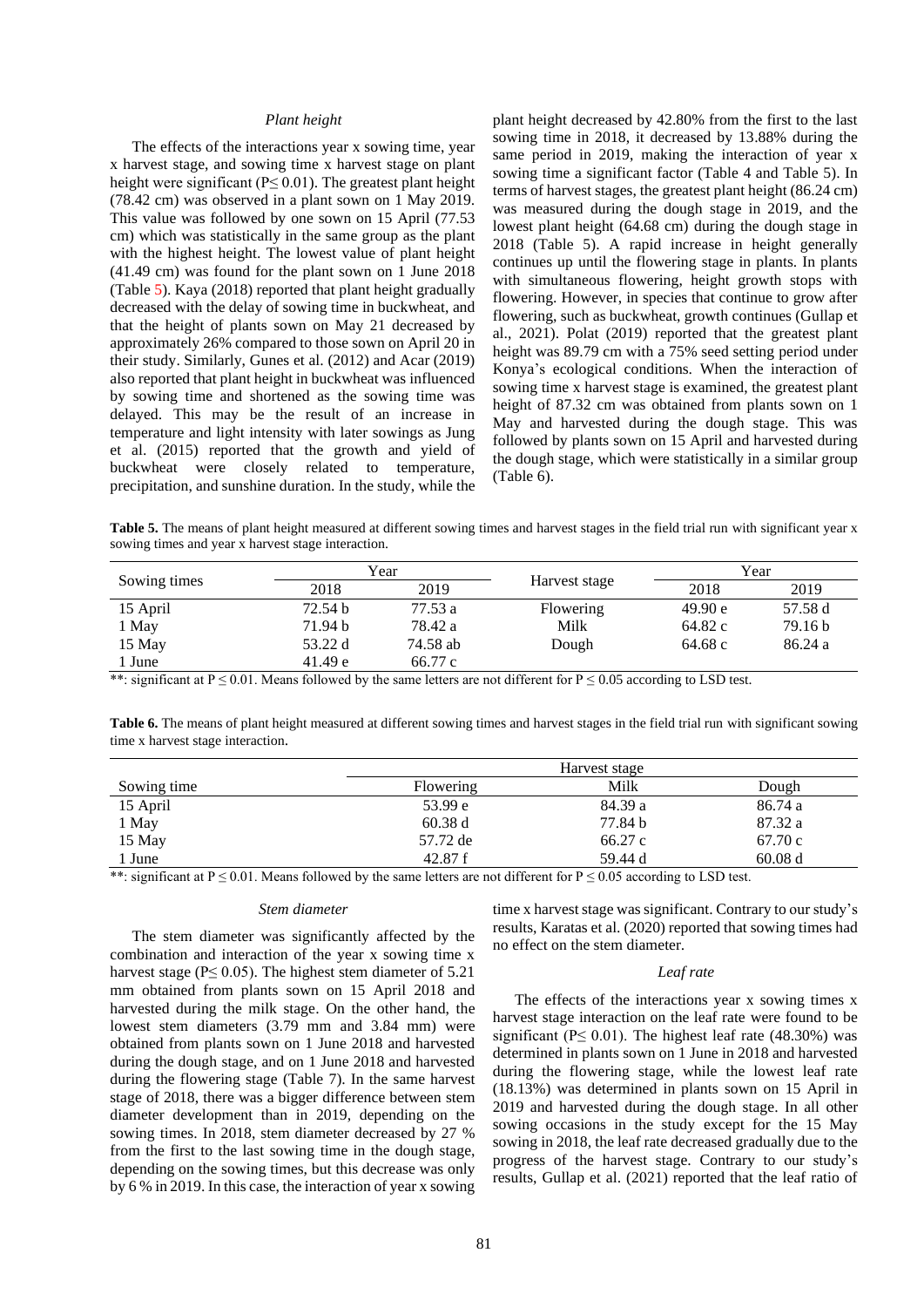### *Plant height*

The effects of the interactions year x sowing time, year x harvest stage, and sowing time x harvest stage on plant height were significant (P≤ 0.01). The greatest plant height (78.42 cm) was observed in a plant sown on 1 May 2019. This value was followed by one sown on 15 April (77.53 cm) which was statistically in the same group as the plant with the highest height. The lowest value of plant height (41.49 cm) was found for the plant sown on 1 June 2018 (Table 5). Kaya (2018) reported that plant height gradually decreased with the delay of sowing time in buckwheat, and that the height of plants sown on May 21 decreased by approximately 26% compared to those sown on April 20 in their study. Similarly, Gunes et al. (2012) and Acar (2019) also reported that plant height in buckwheat was influenced by sowing time and shortened as the sowing time was delayed. This may be the result of an increase in temperature and light intensity with later sowings as Jung et al. (2015) reported that the growth and yield of buckwheat were closely related to temperature, precipitation, and sunshine duration. In the study, while the plant height decreased by 42.80% from the first to the last sowing time in 2018, it decreased by 13.88% during the same period in 2019, making the interaction of year x sowing time a significant factor (Table 4 and Table 5). In terms of harvest stages, the greatest plant height (86.24 cm) was measured during the dough stage in 2019, and the lowest plant height (64.68 cm) during the dough stage in 2018 (Table 5). A rapid increase in height generally continues up until the flowering stage in plants. In plants with simultaneous flowering, height growth stops with flowering. However, in species that continue to grow after flowering, such as buckwheat, growth continues (Gullap et al., 2021). Polat (2019) reported that the greatest plant height was 89.79 cm with a 75% seed setting period under Konya's ecological conditions. When the interaction of sowing time x harvest stage is examined, the greatest plant height of 87.32 cm was obtained from plants sown on 1 May and harvested during the dough stage. This was followed by plants sown on 15 April and harvested during the dough stage, which were statistically in a similar group (Table 6).

**Table 5.** The means of plant height measured at different sowing times and harvest stages in the field trial run with significant year x sowing times and year x harvest stage interaction.

| Sowing times | Year | | Harvest stage | Year | |
|---|---|---|---|---|---|
| | 2018 | 2019 | | 2018 | 2019 |
| 15 April | 72.54 b | 77.53 a | Flowering | 49.90 e | 57.58 d |
| 1 May | 71.94 b | 78.42 a | Milk | 64.82 c | 79.16 b |
| 15 May | 53.22 d | 74.58 ab | Dough | 64.68 c | 86.24 a |
| 1 June | 41.49 e | 66.77 c | | | |

**: significant at P ≤ 0.01. Means followed by the same letters are not different for P ≤ 0.05 according to LSD test.

**Table 6.** The means of plant height measured at different sowing times and harvest stages in the field trial run with significant sowing time x harvest stage interaction.

| | Harvest stage | | |
|---|---|---|---|
| Sowing time | Flowering | Milk | Dough |
| 15 April | 53.99 e | 84.39 a | 86.74 a |
| 1 May | 60.38 d | 77.84 b | 87.32 a |
| 15 May | 57.72 de | 66.27 c | 67.70 c |
| 1 June | 42.87 f | 59.44 d | 60.08 d |

**: significant at P ≤ 0.01. Means followed by the same letters are not different for P ≤ 0.05 according to LSD test.

### *Stem diameter*

The stem diameter was significantly affected by the combination and interaction of the year x sowing time x harvest stage (P≤ 0.05). The highest stem diameter of 5.21 mm obtained from plants sown on 15 April 2018 and harvested during the milk stage. On the other hand, the lowest stem diameters (3.79 mm and 3.84 mm) were obtained from plants sown on 1 June 2018 and harvested during the dough stage, and on 1 June 2018 and harvested during the flowering stage (Table 7). In the same harvest stage of 2018, there was a bigger difference between stem diameter development than in 2019, depending on the sowing times. In 2018, stem diameter decreased by 27 % from the first to the last sowing time in the dough stage, depending on the sowing times, but this decrease was only by 6 % in 2019. In this case, the interaction of year x sowing time x harvest stage was significant. Contrary to our study's results, Karatas et al. (2020) reported that sowing times had no effect on the stem diameter.

### *Leaf rate*

The effects of the interactions year x sowing times x harvest stage interaction on the leaf rate were found to be significant (P≤ 0.01). The highest leaf rate (48.30%) was determined in plants sown on 1 June in 2018 and harvested during the flowering stage, while the lowest leaf rate (18.13%) was determined in plants sown on 15 April in 2019 and harvested during the dough stage. In all other sowing occasions in the study except for the 15 May sowing in 2018, the leaf rate decreased gradually due to the progress of the harvest stage. Contrary to our study's results, Gullap et al. (2021) reported that the leaf ratio of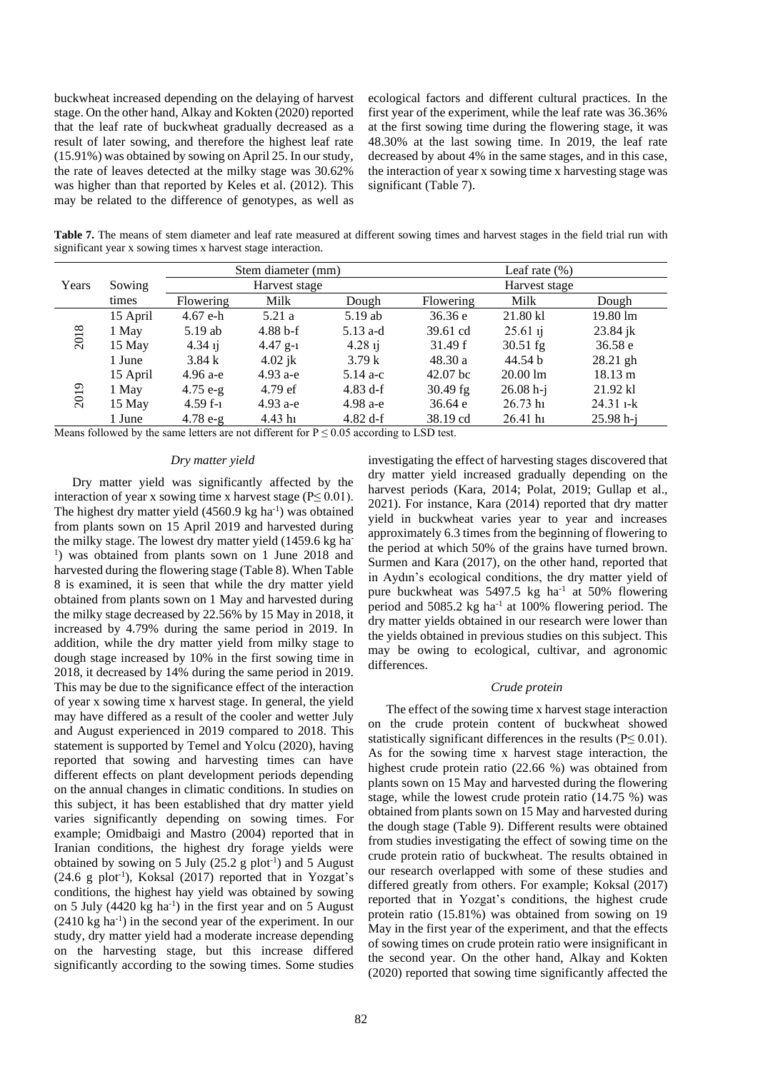buckwheat increased depending on the delaying of harvest stage. On the other hand, Alkay and Kokten (2020) reported that the leaf rate of buckwheat gradually decreased as a result of later sowing, and therefore the highest leaf rate (15.91%) was obtained by sowing on April 25. In our study, the rate of leaves detected at the milky stage was 30.62% was higher than that reported by Keles et al. (2012). This may be related to the difference of genotypes, as well as ecological factors and different cultural practices. In the first year of the experiment, while the leaf rate was 36.36% at the first sowing time during the flowering stage, it was 48.30% at the last sowing time. In 2019, the leaf rate decreased by about 4% in the same stages, and in this case, the interaction of year x sowing time x harvesting stage was significant (Table 7).

**Table 7.** The means of stem diameter and leaf rate measured at different sowing times and harvest stages in the field trial run with significant year x sowing times x harvest stage interaction.

| Years | Sowing times | Stem diameter (mm) | | | Leaf rate (%) | | |
|---|---|---|---|---|---|---|---|
| | | Harvest stage | | | Harvest stage | | |
| | | Flowering | Milk | Dough | Flowering | Milk | Dough |
| 2018 | 15 April | 4.67 e-h | 5.21 a | 5.19 ab | 36.36 e | 21.80 kl | 19.80 lm |
| | 1 May | 5.19 ab | 4.88 b-f | 5.13 a-d | 39.61 cd | 25.61 ıj | 23.84 jk |
| | 15 May | 4.34 ıj | 4.47 g-ı | 4.28 ıj | 31.49 f | 30.51 fg | 36.58 e |
| | 1 June | 3.84 k | 4.02 jk | 3.79 k | 48.30 a | 44.54 b | 28.21 gh |
| 2019 | 15 April | 4.96 a-e | 4.93 a-e | 5.14 a-c | 42.07 bc | 20.00 lm | 18.13 m |
| | 1 May | 4.75 e-g | 4.79 ef | 4.83 d-f | 30.49 fg | 26.08 h-j | 21.92 kl |
| | 15 May | 4.59 f-ı | 4.93 a-e | 4.98 a-e | 36.64 e | 26.73 hı | 24.31 ı-k |
| | 1 June | 4.78 e-g | 4.43 hı | 4.82 d-f | 38.19 cd | 26.41 hı | 25.98 h-j |

Means followed by the same letters are not different for $P \leq 0.05$ according to LSD test.

### *Dry matter yield*

Dry matter yield was significantly affected by the interaction of year x sowing time x harvest stage ($P \leq 0.01$). The highest dry matter yield (4560.9 kg ha$^{-1}$) was obtained from plants sown on 15 April 2019 and harvested during the milky stage. The lowest dry matter yield (1459.6 kg ha$^{-1}$) was obtained from plants sown on 1 June 2018 and harvested during the flowering stage (Table 8). When Table 8 is examined, it is seen that while the dry matter yield obtained from plants sown on 1 May and harvested during the milky stage decreased by 22.56% by 15 May in 2018, it increased by 4.79% during the same period in 2019. In addition, while the dry matter yield from milky stage to dough stage increased by 10% in the first sowing time in 2018, it decreased by 14% during the same period in 2019. This may be due to the significance effect of the interaction of year x sowing time x harvest stage. In general, the yield may have differed as a result of the cooler and wetter July and August experienced in 2019 compared to 2018. This statement is supported by Temel and Yolcu (2020), having reported that sowing and harvesting times can have different effects on plant development periods depending on the annual changes in climatic conditions. In studies on this subject, it has been established that dry matter yield varies significantly depending on sowing times. For example; Omidbaigi and Mastro (2004) reported that in Iranian conditions, the highest dry forage yields were obtained by sowing on 5 July (25.2 g plot$^{-1}$) and 5 August (24.6 g plot$^{-1}$), Koksal (2017) reported that in Yozgat's conditions, the highest hay yield was obtained by sowing on 5 July (4420 kg ha$^{-1}$) in the first year and on 5 August (2410 kg ha$^{-1}$) in the second year of the experiment. In our study, dry matter yield had a moderate increase depending on the harvesting stage, but this increase differed significantly according to the sowing times. Some studies investigating the effect of harvesting stages discovered that dry matter yield increased gradually depending on the harvest periods (Kara, 2014; Polat, 2019; Gullap et al., 2021). For instance, Kara (2014) reported that dry matter yield in buckwheat varies year to year and increases approximately 6.3 times from the beginning of flowering to the period at which 50% of the grains have turned brown. Surmen and Kara (2017), on the other hand, reported that in Aydın's ecological conditions, the dry matter yield of pure buckwheat was 5497.5 kg ha$^{-1}$ at 50% flowering period and 5085.2 kg ha$^{-1}$ at 100% flowering period. The dry matter yields obtained in our research were lower than the yields obtained in previous studies on this subject. This may be owing to ecological, cultivar, and agronomic differences.

### *Crude protein*

The effect of the sowing time x harvest stage interaction on the crude protein content of buckwheat showed statistically significant differences in the results ($P \leq 0.01$). As for the sowing time x harvest stage interaction, the highest crude protein ratio (22.66 %) was obtained from plants sown on 15 May and harvested during the flowering stage, while the lowest crude protein ratio (14.75 %) was obtained from plants sown on 15 May and harvested during the dough stage (Table 9). Different results were obtained from studies investigating the effect of sowing time on the crude protein ratio of buckwheat. The results obtained in our research overlapped with some of these studies and differed greatly from others. For example; Koksal (2017) reported that in Yozgat's conditions, the highest crude protein ratio (15.81%) was obtained from sowing on 19 May in the first year of the experiment, and that the effects of sowing times on crude protein ratio were insignificant in the second year. On the other hand, Alkay and Kokten (2020) reported that sowing time significantly affected the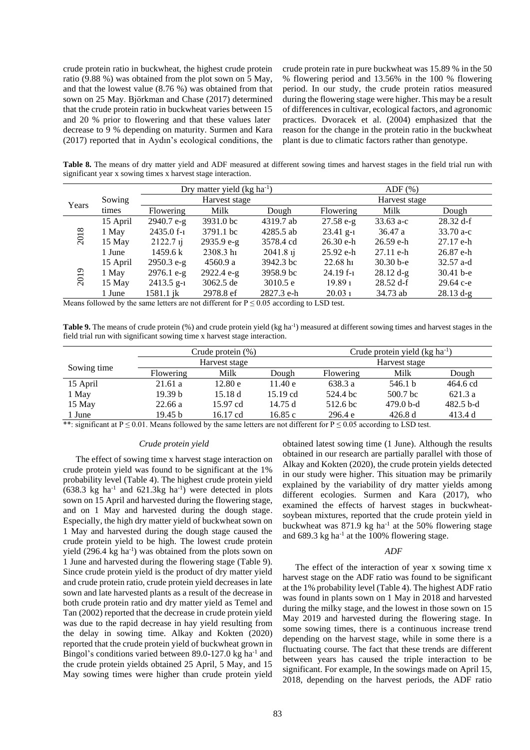crude protein ratio in buckwheat, the highest crude protein ratio (9.88 %) was obtained from the plot sown on 5 May, and that the lowest value (8.76 %) was obtained from that sown on 25 May. Björkman and Chase (2017) determined that the crude protein ratio in buckwheat varies between 15 and 20 % prior to flowering and that these values later decrease to 9 % depending on maturity. Surmen and Kara (2017) reported that in Aydın's ecological conditions, the crude protein rate in pure buckwheat was 15.89 % in the 50 % flowering period and 13.56% in the 100 % flowering period. In our study, the crude protein ratios measured during the flowering stage were higher. This may be a result of differences in cultivar, ecological factors, and agronomic practices. Dvoracek et al. (2004) emphasized that the reason for the change in the protein ratio in the buckwheat plant is due to climatic factors rather than genotype.

**Table 8.** The means of dry matter yield and ADF measured at different sowing times and harvest stages in the field trial run with significant year x sowing times x harvest stage interaction.

| Years | Sowing times | Dry matter yield (kg ha$^{-1}$) | | | ADF (%) | | |
|---|---|---|---|---|---|---|---|
| | | Harvest stage | | | Harvest stage | | |
| | | Flowering | Milk | Dough | Flowering | Milk | Dough |
| 2018 | 15 April | 2940.7 e-g | 3931.0 bc | 4319.7 ab | 27.58 e-g | 33.63 a-c | 28.32 d-f |
| | 1 May | 2435.0 f-ı | 3791.1 bc | 4285.5 ab | 23.41 g-ı | 36.47 a | 33.70 a-c |
| | 15 May | 2122.7 ıj | 2935.9 e-g | 3578.4 cd | 26.30 e-h | 26.59 e-h | 27.17 e-h |
| | 1 June | 1459.6 k | 2308.3 hı | 2041.8 ıj | 25.92 e-h | 27.11 e-h | 26.87 e-h |
| 2019 | 15 April | 2950.3 e-g | 4560.9 a | 3942.3 bc | 22.68 hı | 30.30 b-e | 32.57 a-d |
| | 1 May | 2976.1 e-g | 2922.4 e-g | 3958.9 bc | 24.19 f-ı | 28.12 d-g | 30.41 b-e |
| | 15 May | 2413.5 g-ı | 3062.5 de | 3010.5 e | 19.89 ı | 28.52 d-f | 29.64 c-e |
| | 1 June | 1581.1 jk | 2978.8 ef | 2827.3 e-h | 20.03 ı | 34.73 ab | 28.13 d-g |

Means followed by the same letters are not different for P ≤ 0.05 according to LSD test.

**Table 9.** The means of crude protein (%) and crude protein yield (kg ha$^{-1}$) measured at different sowing times and harvest stages in the field trial run with significant sowing time x harvest stage interaction.

| Sowing time | Crude protein (%) | | | Crude protein yield (kg ha$^{-1}$) | | |
|---|---|---|---|---|---|---|
| | Harvest stage | | | Harvest stage | | |
| | Flowering | Milk | Dough | Flowering | Milk | Dough |
| 15 April | 21.61 a | 12.80 e | 11.40 e | 638.3 a | 546.1 b | 464.6 cd |
| 1 May | 19.39 b | 15.18 d | 15.19 cd | 524.4 bc | 500.7 bc | 621.3 a |
| 15 May | 22.66 a | 15.97 cd | 14.75 d | 512.6 bc | 479.0 b-d | 482.5 b-d |
| 1 June | 19.45 b | 16.17 cd | 16.85 c | 296.4 e | 426.8 d | 413.4 d |

**: significant at P ≤ 0.01. Means followed by the same letters are not different for P ≤ 0.05 according to LSD test.

### *Crude protein yield*

The effect of sowing time x harvest stage interaction on crude protein yield was found to be significant at the 1% probability level (Table 4). The highest crude protein yield (638.3 kg ha$^{-1}$ and 621.3kg ha$^{-1}$) were detected in plots sown on 15 April and harvested during the flowering stage, and on 1 May and harvested during the dough stage. Especially, the high dry matter yield of buckwheat sown on 1 May and harvested during the dough stage caused the crude protein yield to be high. The lowest crude protein yield (296.4 kg ha$^{-1}$) was obtained from the plots sown on 1 June and harvested during the flowering stage (Table 9). Since crude protein yield is the product of dry matter yield and crude protein ratio, crude protein yield decreases in late sown and late harvested plants as a result of the decrease in both crude protein ratio and dry matter yield as Temel and Tan (2002) reported that the decrease in crude protein yield was due to the rapid decrease in hay yield resulting from the delay in sowing time. Alkay and Kokten (2020) reported that the crude protein yield of buckwheat grown in Bingol's conditions varied between 89.0-127.0 kg ha$^{-1}$ and the crude protein yields obtained 25 April, 5 May, and 15 May sowing times were higher than crude protein yield obtained latest sowing time (1 June). Although the results obtained in our research are partially parallel with those of Alkay and Kokten (2020), the crude protein yields detected in our study were higher. This situation may be primarily explained by the variability of dry matter yields among different ecologies. Surmen and Kara (2017), who examined the effects of harvest stages in buckwheat-soybean mixtures, reported that the crude protein yield in buckwheat was 871.9 kg ha$^{-1}$ at the 50% flowering stage and 689.3 kg ha$^{-1}$ at the 100% flowering stage.

### *ADF*

The effect of the interaction of year x sowing time x harvest stage on the ADF ratio was found to be significant at the 1% probability level (Table 4). The highest ADF ratio was found in plants sown on 1 May in 2018 and harvested during the milky stage, and the lowest in those sown on 15 May 2019 and harvested during the flowering stage. In some sowing times, there is a continuous increase trend depending on the harvest stage, while in some there is a fluctuating course. The fact that these trends are different between years has caused the triple interaction to be significant. For example, In the sowings made on April 15, 2018, depending on the harvest periods, the ADF ratio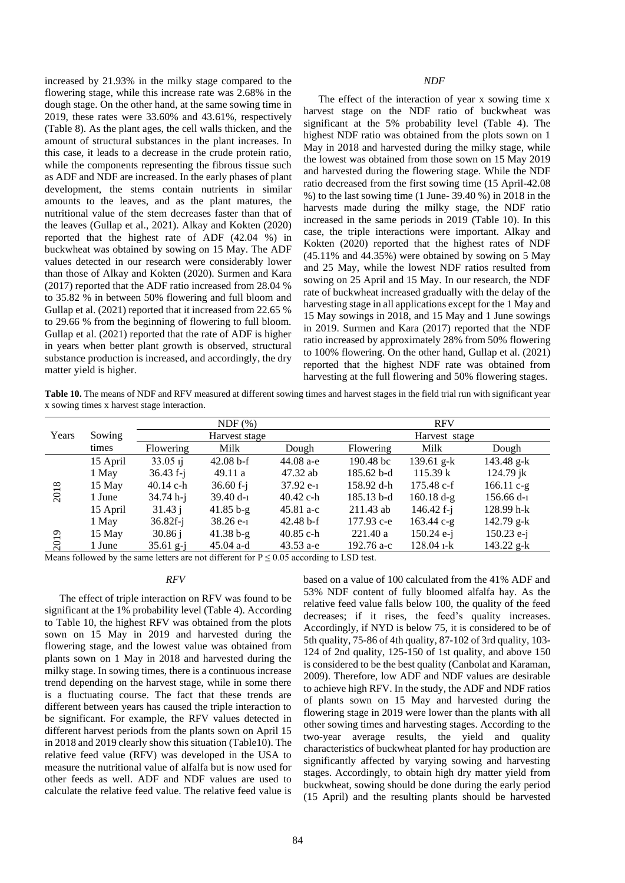increased by 21.93% in the milky stage compared to the flowering stage, while this increase rate was 2.68% in the dough stage. On the other hand, at the same sowing time in 2019, these rates were 33.60% and 43.61%, respectively (Table 8). As the plant ages, the cell walls thicken, and the amount of structural substances in the plant increases. In this case, it leads to a decrease in the crude protein ratio, while the components representing the fibrous tissue such as ADF and NDF are increased. In the early phases of plant development, the stems contain nutrients in similar amounts to the leaves, and as the plant matures, the nutritional value of the stem decreases faster than that of the leaves (Gullap et al., 2021). Alkay and Kokten (2020) reported that the highest rate of ADF (42.04 %) in buckwheat was obtained by sowing on 15 May. The ADF values detected in our research were considerably lower than those of Alkay and Kokten (2020). Surmen and Kara (2017) reported that the ADF ratio increased from 28.04 % to 35.82 % in between 50% flowering and full bloom and Gullap et al. (2021) reported that it increased from 22.65 % to 29.66 % from the beginning of flowering to full bloom. Gullap et al. (2021) reported that the rate of ADF is higher in years when better plant growth is observed, structural substance production is increased, and accordingly, the dry matter yield is higher.

### *NDF*

The effect of the interaction of year x sowing time x harvest stage on the NDF ratio of buckwheat was significant at the 5% probability level (Table 4). The highest NDF ratio was obtained from the plots sown on 1 May in 2018 and harvested during the milky stage, while the lowest was obtained from those sown on 15 May 2019 and harvested during the flowering stage. While the NDF ratio decreased from the first sowing time (15 April-42.08 %) to the last sowing time (1 June- 39.40 %) in 2018 in the harvests made during the milky stage, the NDF ratio increased in the same periods in 2019 (Table 10). In this case, the triple interactions were important. Alkay and Kokten (2020) reported that the highest rates of NDF (45.11% and 44.35%) were obtained by sowing on 5 May and 25 May, while the lowest NDF ratios resulted from sowing on 25 April and 15 May. In our research, the NDF rate of buckwheat increased gradually with the delay of the harvesting stage in all applications except for the 1 May and 15 May sowings in 2018, and 15 May and 1 June sowings in 2019. Surmen and Kara (2017) reported that the NDF ratio increased by approximately 28% from 50% flowering to 100% flowering. On the other hand, Gullap et al. (2021) reported that the highest NDF rate was obtained from harvesting at the full flowering and 50% flowering stages.

**Table 10.** The means of NDF and RFV measured at different sowing times and harvest stages in the field trial run with significant year x sowing times x harvest stage interaction.

| Years | Sowing times | NDF (%) | | | RFV | | |
|---|---|---|---|---|---|---|---|
| | | Harvest stage | | | Harvest stage | | |
| | | Flowering | Milk | Dough | Flowering | Milk | Dough |
| 2018 | 15 April | 33.05 ıj | 42.08 b-f | 44.08 a-e | 190.48 bc | 139.61 g-k | 143.48 g-k |
| | 1 May | 36.43 f-j | 49.11 a | 47.32 ab | 185.62 b-d | 115.39 k | 124.79 jk |
| | 15 May | 40.14 c-h | 36.60 f-j | 37.92 e-ı | 158.92 d-h | 175.48 c-f | 166.11 c-g |
| | 1 June | 34.74 h-j | 39.40 d-ı | 40.42 c-h | 185.13 b-d | 160.18 d-g | 156.66 d-ı |
| 2019 | 15 April | 31.43 j | 41.85 b-g | 45.81 a-c | 211.43 ab | 146.42 f-j | 128.99 h-k |
| | 1 May | 36.82f-j | 38.26 e-ı | 42.48 b-f | 177.93 c-e | 163.44 c-g | 142.79 g-k |
| | 15 May | 30.86 j | 41.38 b-g | 40.85 c-h | 221.40 a | 150.24 e-j | 150.23 e-j |
| | 1 June | 35.61 g-j | 45.04 a-d | 43.53 a-e | 192.76 a-c | 128.04 ı-k | 143.22 g-k |

Means followed by the same letters are not different for P ≤ 0.05 according to LSD test.

### *RFV*

The effect of triple interaction on RFV was found to be significant at the 1% probability level (Table 4). According to Table 10, the highest RFV was obtained from the plots sown on 15 May in 2019 and harvested during the flowering stage, and the lowest value was obtained from plants sown on 1 May in 2018 and harvested during the milky stage. In sowing times, there is a continuous increase trend depending on the harvest stage, while in some there is a fluctuating course. The fact that these trends are different between years has caused the triple interaction to be significant. For example, the RFV values detected in different harvest periods from the plants sown on April 15 in 2018 and 2019 clearly show this situation (Table10). The relative feed value (RFV) was developed in the USA to measure the nutritional value of alfalfa but is now used for other feeds as well. ADF and NDF values are used to calculate the relative feed value. The relative feed value is based on a value of 100 calculated from the 41% ADF and 53% NDF content of fully bloomed alfalfa hay. As the relative feed value falls below 100, the quality of the feed decreases; if it rises, the feed's quality increases. Accordingly, if NYD is below 75, it is considered to be of 5th quality, 75-86 of 4th quality, 87-102 of 3rd quality, 103-124 of 2nd quality, 125-150 of 1st quality, and above 150 is considered to be the best quality (Canbolat and Karaman, 2009). Therefore, low ADF and NDF values are desirable to achieve high RFV. In the study, the ADF and NDF ratios of plants sown on 15 May and harvested during the flowering stage in 2019 were lower than the plants with all other sowing times and harvesting stages. According to the two-year average results, the yield and quality characteristics of buckwheat planted for hay production are significantly affected by varying sowing and harvesting stages. Accordingly, to obtain high dry matter yield from buckwheat, sowing should be done during the early period (15 April) and the resulting plants should be harvested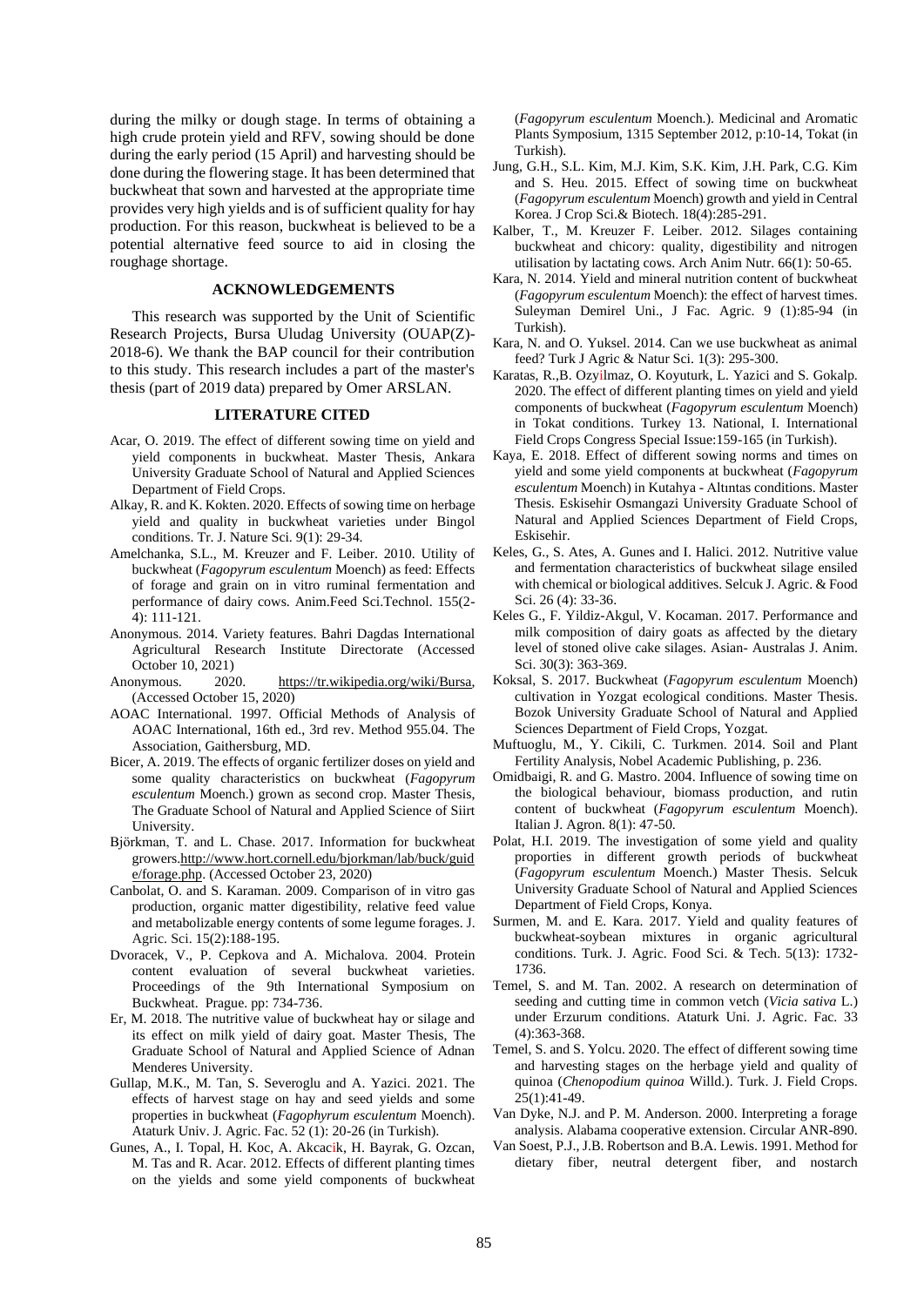during the milky or dough stage. In terms of obtaining a high crude protein yield and RFV, sowing should be done during the early period (15 April) and harvesting should be done during the flowering stage. It has been determined that buckwheat that sown and harvested at the appropriate time provides very high yields and is of sufficient quality for hay production. For this reason, buckwheat is believed to be a potential alternative feed source to aid in closing the roughage shortage.

## ACKNOWLEDGEMENTS

This research was supported by the Unit of Scientific Research Projects, Bursa Uludag University (OUAP(Z)-2018-6). We thank the BAP council for their contribution to this study. This research includes a part of the master's thesis (part of 2019 data) prepared by Omer ARSLAN.

## LITERATURE CITED

Acar, O. 2019. The effect of different sowing time on yield and yield components in buckwheat. Master Thesis, Ankara University Graduate School of Natural and Applied Sciences Department of Field Crops.

Alkay, R. and K. Kokten. 2020. Effects of sowing time on herbage yield and quality in buckwheat varieties under Bingol conditions. Tr. J. Nature Sci. 9(1): 29-34.

Amelchanka, S.L., M. Kreuzer and F. Leiber. 2010. Utility of buckwheat (*Fagopyrum esculentum* Moench) as feed: Effects of forage and grain on in vitro ruminal fermentation and performance of dairy cows. Anim.Feed Sci.Technol. 155(2-4): 111-121.

Anonymous. 2014. Variety features. Bahri Dagdas International Agricultural Research Institute Directorate (Accessed October 10, 2021)

Anonymous. 2020. https://tr.wikipedia.org/wiki/Bursa, (Accessed October 15, 2020)

AOAC International. 1997. Official Methods of Analysis of AOAC International, 16th ed., 3rd rev. Method 955.04. The Association, Gaithersburg, MD.

Bicer, A. 2019. The effects of organic fertilizer doses on yield and some quality characteristics on buckwheat (*Fagopyrum esculentum* Moench.) grown as second crop. Master Thesis, The Graduate School of Natural and Applied Science of Siirt University.

Björkman, T. and L. Chase. 2017. Information for buckwheat growers.http://www.hort.cornell.edu/bjorkman/lab/buck/guide/forage.php. (Accessed October 23, 2020)

Canbolat, O. and S. Karaman. 2009. Comparison of in vitro gas production, organic matter digestibility, relative feed value and metabolizable energy contents of some legume forages. J. Agric. Sci. 15(2):188-195.

Dvoracek, V., P. Cepkova and A. Michalova. 2004. Protein content evaluation of several buckwheat varieties. Proceedings of the 9th International Symposium on Buckwheat. Prague. pp: 734-736.

Er, M. 2018. The nutritive value of buckwheat hay or silage and its effect on milk yield of dairy goat. Master Thesis, The Graduate School of Natural and Applied Science of Adnan Menderes University.

Gullap, M.K., M. Tan, S. Severoglu and A. Yazici. 2021. The effects of harvest stage on hay and seed yields and some properties in buckwheat (*Fagophyrum esculentum* Moench). Ataturk Univ. J. Agric. Fac. 52 (1): 20-26 (in Turkish).

Gunes, A., I. Topal, H. Koc, A. Akcacik, H. Bayrak, G. Ozcan, M. Tas and R. Acar. 2012. Effects of different planting times on the yields and some yield components of buckwheat (*Fagopyrum esculentum* Moench.). Medicinal and Aromatic Plants Symposium, 1315 September 2012, p:10-14, Tokat (in Turkish).

Jung, G.H., S.L. Kim, M.J. Kim, S.K. Kim, J.H. Park, C.G. Kim and S. Heu. 2015. Effect of sowing time on buckwheat (*Fagopyrum esculentum* Moench) growth and yield in Central Korea. J Crop Sci.& Biotech. 18(4):285-291.

Kalber, T., M. Kreuzer F. Leiber. 2012. Silages containing buckwheat and chicory: quality, digestibility and nitrogen utilisation by lactating cows. Arch Anim Nutr. 66(1): 50-65.

Kara, N. 2014. Yield and mineral nutrition content of buckwheat (*Fagopyrum esculentum* Moench): the effect of harvest times. Suleyman Demirel Uni., J Fac. Agric. 9 (1):85-94 (in Turkish).

Kara, N. and O. Yuksel. 2014. Can we use buckwheat as animal feed? Turk J Agric & Natur Sci. 1(3): 295-300.

Karatas, R.,B. Ozyilmaz, O. Koyuturk, L. Yazici and S. Gokalp. 2020. The effect of different planting times on yield and yield components of buckwheat (*Fagopyrum esculentum* Moench) in Tokat conditions. Turkey 13. National, I. International Field Crops Congress Special Issue:159-165 (in Turkish).

Kaya, E. 2018. Effect of different sowing norms and times on yield and some yield components at buckwheat (*Fagopyrum esculentum* Moench) in Kutahya - Altıntas conditions. Master Thesis. Eskisehir Osmangazi University Graduate School of Natural and Applied Sciences Department of Field Crops, Eskisehir.

Keles, G., S. Ates, A. Gunes and I. Halici. 2012. Nutritive value and fermentation characteristics of buckwheat silage ensiled with chemical or biological additives. Selcuk J. Agric. & Food Sci. 26 (4): 33-36.

Keles G., F. Yildiz-Akgul, V. Kocaman. 2017. Performance and milk composition of dairy goats as affected by the dietary level of stoned olive cake silages. Asian- Australas J. Anim. Sci. 30(3): 363-369.

Koksal, S. 2017. Buckwheat (*Fagopyrum esculentum* Moench) cultivation in Yozgat ecological conditions. Master Thesis. Bozok University Graduate School of Natural and Applied Sciences Department of Field Crops, Yozgat.

Muftuoglu, M., Y. Cikili, C. Turkmen. 2014. Soil and Plant Fertility Analysis, Nobel Academic Publishing, p. 236.

Omidbaigi, R. and G. Mastro. 2004. Influence of sowing time on the biological behaviour, biomass production, and rutin content of buckwheat (*Fagopyrum esculentum* Moench). Italian J. Agron. 8(1): 47-50.

Polat, H.I. 2019. The investigation of some yield and quality proporties in different growth periods of buckwheat (*Fagopyrum esculentum* Moench.) Master Thesis. Selcuk University Graduate School of Natural and Applied Sciences Department of Field Crops, Konya.

Surmen, M. and E. Kara. 2017. Yield and quality features of buckwheat-soybean mixtures in organic agricultural conditions. Turk. J. Agric. Food Sci. & Tech. 5(13): 1732-1736.

Temel, S. and M. Tan. 2002. A research on determination of seeding and cutting time in common vetch (*Vicia sativa* L.) under Erzurum conditions. Ataturk Uni. J. Agric. Fac. 33 (4):363-368.

Temel, S. and S. Yolcu. 2020. The effect of different sowing time and harvesting stages on the herbage yield and quality of quinoa (*Chenopodium quinoa* Willd.). Turk. J. Field Crops. 25(1):41-49.

Van Dyke, N.J. and P. M. Anderson. 2000. Interpreting a forage analysis. Alabama cooperative extension. Circular ANR-890.

Van Soest, P.J., J.B. Robertson and B.A. Lewis. 1991. Method for dietary fiber, neutral detergent fiber, and nostarch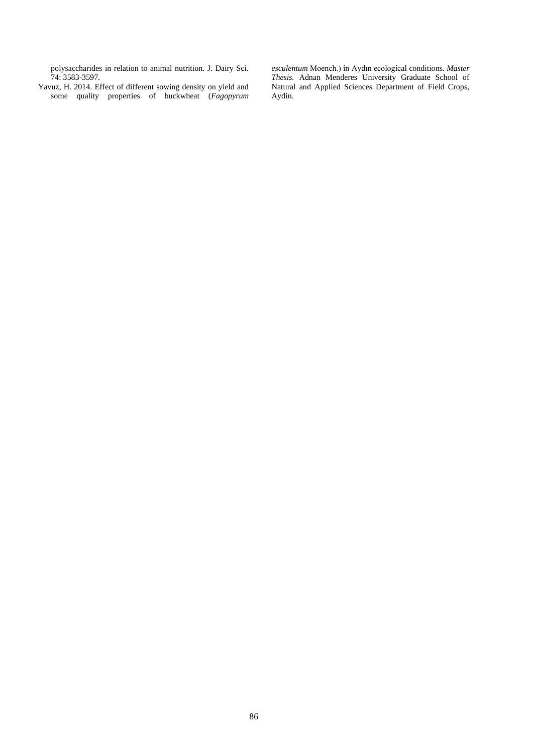polysaccharides in relation to animal nutrition. J. Dairy Sci. 74: 3583-3597.

Yavuz, H. 2014. Effect of different sowing density on yield and some quality properties of buckwheat (*Fagopyrum esculentum* Moench.) in Aydın ecological conditions. *Master Thesis.* Adnan Menderes University Graduate School of Natural and Applied Sciences Department of Field Crops, Aydin.